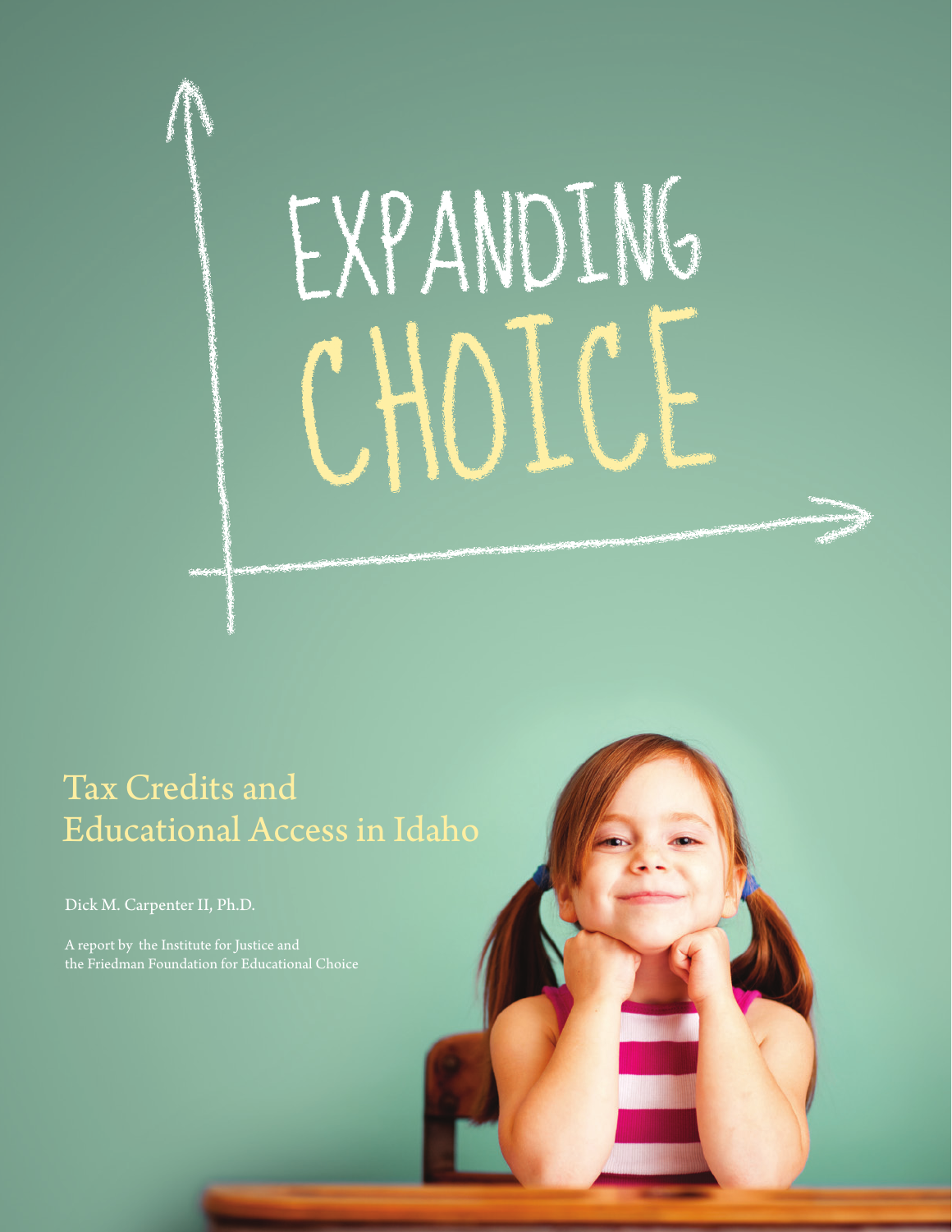# EXPANDING CHOICE

## Tax Credits and Educational Access in Idaho

Dick M. Carpenter II, Ph.D.

A report by the Institute for Justice and the Friedman Foundation for Educational Choice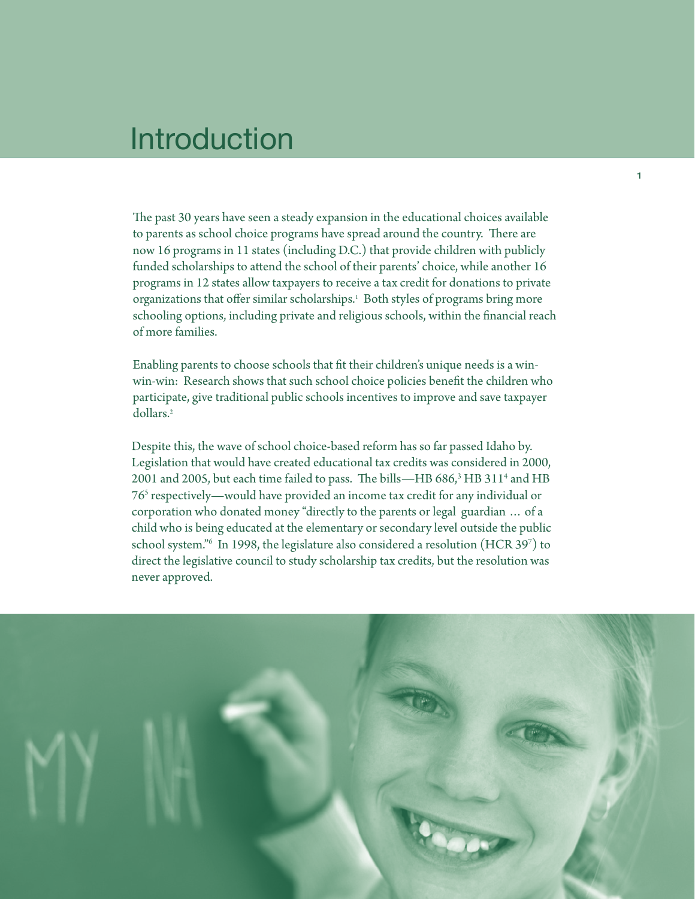# Introduction

The past 30 years have seen a steady expansion in the educational choices available to parents as school choice programs have spread around the country. There are now 16 programs in 11 states (including D.C.) that provide children with publicly funded scholarships to attend the school of their parents' choice, while another 16 programs in 12 states allow taxpayers to receive a tax credit for donations to private organizations that offer similar scholarships.[1] Both styles of programs bring more schooling options, including private and religious schools, within the financial reach of more families.

Enabling parents to choose schools that fit their children's unique needs is a win-win-win: Research shows that such school choice policies benefit the children who participate, give traditional public schools incentives to improve and save taxpayer dollars.[2]

Despite this, the wave of school choice-based reform has so far passed Idaho by. Legislation that would have created educational tax credits was considered in 2000, 2001 and 2005, but each time failed to pass. The bills—HB 686,[3] HB 311[4] and HB 76[5] respectively—would have provided an income tax credit for any individual or corporation who donated money "directly to the parents or legal guardian … of a child who is being educated at the elementary or secondary level outside the public school system."[6] In 1998, the legislature also considered a resolution (HCR 39[7]) to direct the legislative council to study scholarship tax credits, but the resolution was never approved.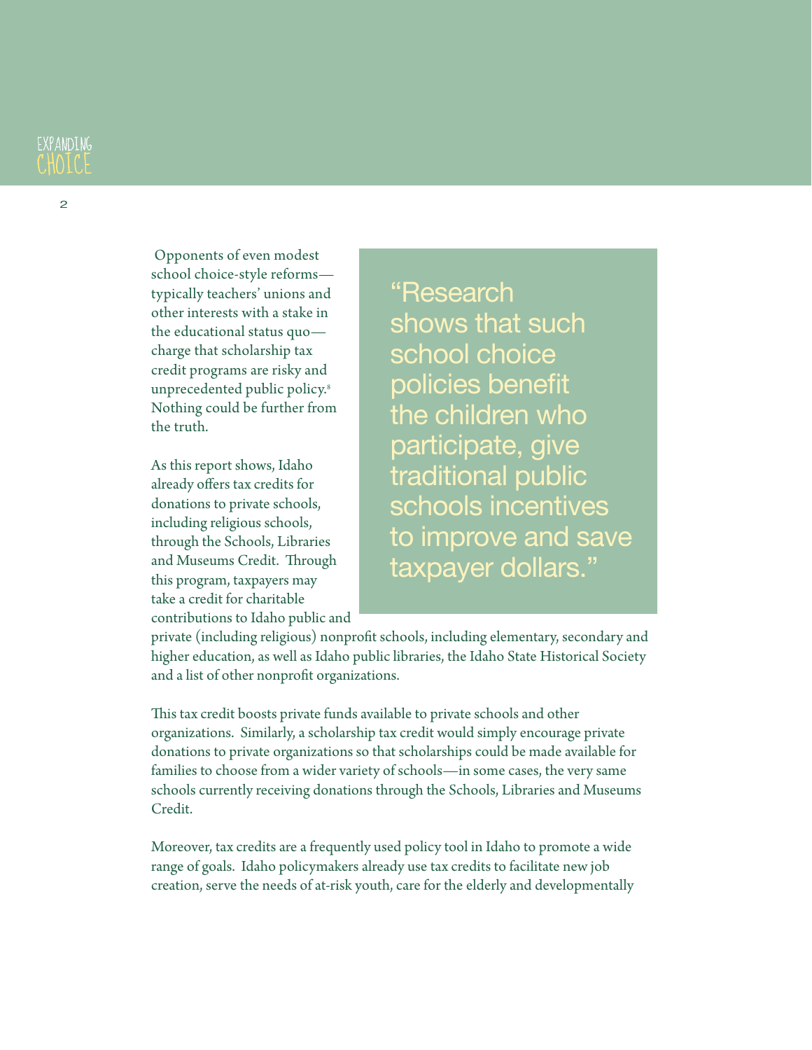Opponents of even modest school choice-style reforms—typically teachers' unions and other interests with a stake in the educational status quo—charge that scholarship tax credit programs are risky and unprecedented public policy.[8] Nothing could be further from the truth.

> "Research shows that such school choice policies benefit the children who participate, give traditional public schools incentives to improve and save taxpayer dollars."

As this report shows, Idaho already offers tax credits for donations to private schools, including religious schools, through the Schools, Libraries and Museums Credit. Through this program, taxpayers may take a credit for charitable contributions to Idaho public and private (including religious) nonprofit schools, including elementary, secondary and higher education, as well as Idaho public libraries, the Idaho State Historical Society and a list of other nonprofit organizations.

This tax credit boosts private funds available to private schools and other organizations. Similarly, a scholarship tax credit would simply encourage private donations to private organizations so that scholarships could be made available for families to choose from a wider variety of schools—in some cases, the very same schools currently receiving donations through the Schools, Libraries and Museums Credit.

Moreover, tax credits are a frequently used policy tool in Idaho to promote a wide range of goals. Idaho policymakers already use tax credits to facilitate new job creation, serve the needs of at-risk youth, care for the elderly and developmentally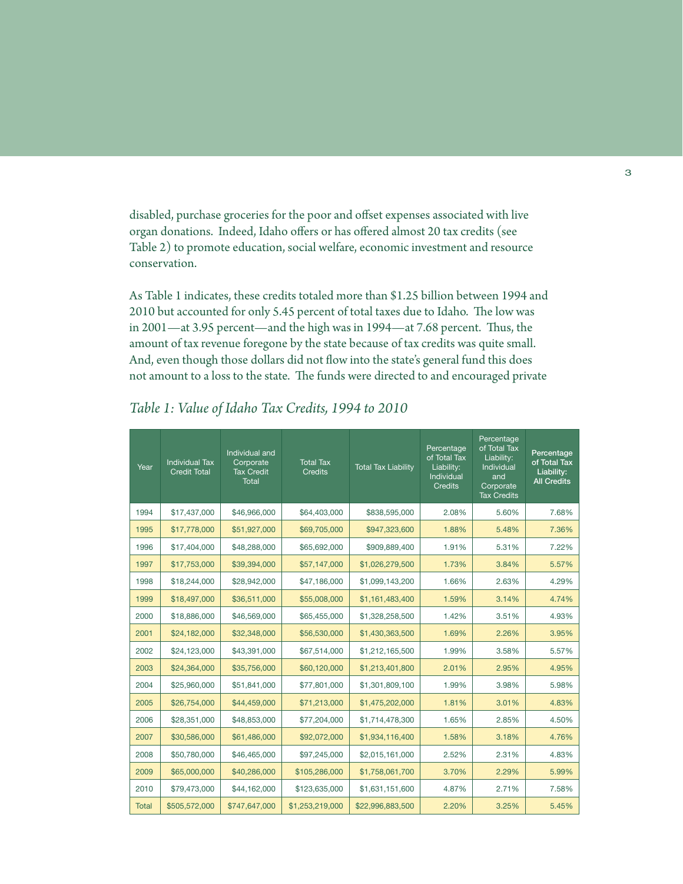disabled, purchase groceries for the poor and offset expenses associated with live organ donations. Indeed, Idaho offers or has offered almost 20 tax credits (see Table 2) to promote education, social welfare, economic investment and resource conservation.

As Table 1 indicates, these credits totaled more than $1.25 billion between 1994 and 2010 but accounted for only 5.45 percent of total taxes due to Idaho. The low was in 2001—at 3.95 percent—and the high was in 1994—at 7.68 percent. Thus, the amount of tax revenue foregone by the state because of tax credits was quite small. And, even though those dollars did not flow into the state's general fund this does not amount to a loss to the state. The funds were directed to and encouraged private

*Table 1: Value of Idaho Tax Credits, 1994 to 2010*

| Year | Individual Tax Credit Total | Individual and Corporate Tax Credit Total | Total Tax Credits | Total Tax Liability | Percentage of Total Tax Liability: Individual Credits | Percentage of Total Tax Liability: Individual and Corporate Tax Credits | **Percentage of Total Tax Liability: All Credits** |
|---|---|---|---|---|---|---|---|
| 1994 | $17,437,000 | $46,966,000 | $64,403,000 | $838,595,000 | 2.08% | 5.60% | 7.68% |
| 1995 | $17,778,000 | $51,927,000 | $69,705,000 | $947,323,600 | 1.88% | 5.48% | 7.36% |
| 1996 | $17,404,000 | $48,288,000 | $65,692,000 | $909,889,400 | 1.91% | 5.31% | 7.22% |
| 1997 | $17,753,000 | $39,394,000 | $57,147,000 | $1,026,279,500 | 1.73% | 3.84% | 5.57% |
| 1998 | $18,244,000 | $28,942,000 | $47,186,000 | $1,099,143,200 | 1.66% | 2.63% | 4.29% |
| 1999 | $18,497,000 | $36,511,000 | $55,008,000 | $1,161,483,400 | 1.59% | 3.14% | 4.74% |
| 2000 | $18,886,000 | $46,569,000 | $65,455,000 | $1,328,258,500 | 1.42% | 3.51% | 4.93% |
| 2001 | $24,182,000 | $32,348,000 | $56,530,000 | $1,430,363,500 | 1.69% | 2.26% | 3.95% |
| 2002 | $24,123,000 | $43,391,000 | $67,514,000 | $1,212,165,500 | 1.99% | 3.58% | 5.57% |
| 2003 | $24,364,000 | $35,756,000 | $60,120,000 | $1,213,401,800 | 2.01% | 2.95% | 4.95% |
| 2004 | $25,960,000 | $51,841,000 | $77,801,000 | $1,301,809,100 | 1.99% | 3.98% | 5.98% |
| 2005 | $26,754,000 | $44,459,000 | $71,213,000 | $1,475,202,000 | 1.81% | 3.01% | 4.83% |
| 2006 | $28,351,000 | $48,853,000 | $77,204,000 | $1,714,478,300 | 1.65% | 2.85% | 4.50% |
| 2007 | $30,586,000 | $61,486,000 | $92,072,000 | $1,934,116,400 | 1.58% | 3.18% | 4.76% |
| 2008 | $50,780,000 | $46,465,000 | $97,245,000 | $2,015,161,000 | 2.52% | 2.31% | 4.83% |
| 2009 | $65,000,000 | $40,286,000 | $105,286,000 | $1,758,061,700 | 3.70% | 2.29% | 5.99% |
| 2010 | $79,473,000 | $44,162,000 | $123,635,000 | $1,631,151,600 | 4.87% | 2.71% | 7.58% |
| Total | $505,572,000 | $747,647,000 | $1,253,219,000 | $22,996,883,500 | 2.20% | 3.25% | 5.45% |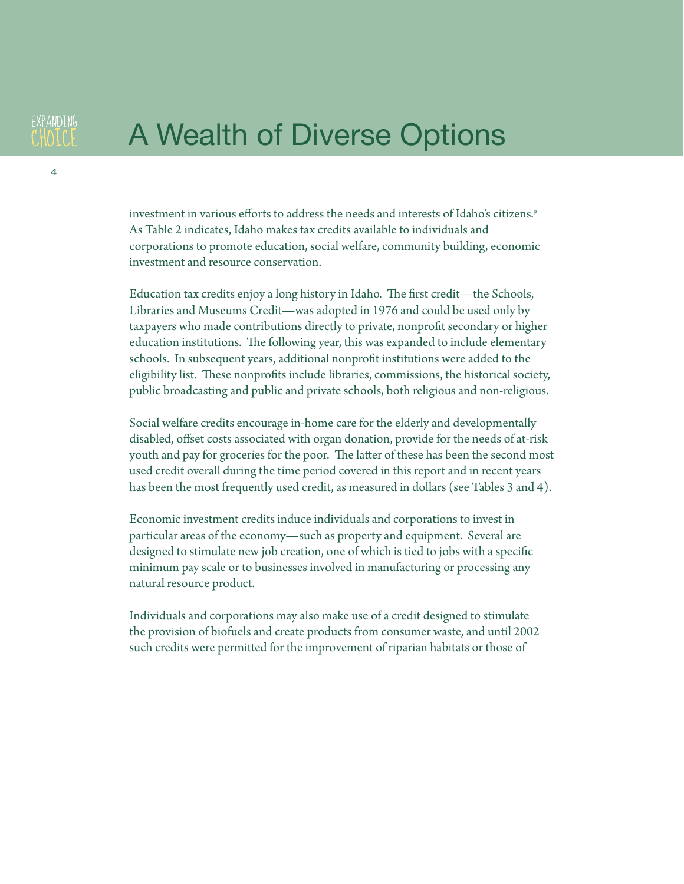# A Wealth of Diverse Options

investment in various efforts to address the needs and interests of Idaho's citizens.[9] As Table 2 indicates, Idaho makes tax credits available to individuals and corporations to promote education, social welfare, community building, economic investment and resource conservation.

Education tax credits enjoy a long history in Idaho. The first credit—the Schools, Libraries and Museums Credit—was adopted in 1976 and could be used only by taxpayers who made contributions directly to private, nonprofit secondary or higher education institutions. The following year, this was expanded to include elementary schools. In subsequent years, additional nonprofit institutions were added to the eligibility list. These nonprofits include libraries, commissions, the historical society, public broadcasting and public and private schools, both religious and non-religious.

Social welfare credits encourage in-home care for the elderly and developmentally disabled, offset costs associated with organ donation, provide for the needs of at-risk youth and pay for groceries for the poor. The latter of these has been the second most used credit overall during the time period covered in this report and in recent years has been the most frequently used credit, as measured in dollars (see Tables 3 and 4).

Economic investment credits induce individuals and corporations to invest in particular areas of the economy—such as property and equipment. Several are designed to stimulate new job creation, one of which is tied to jobs with a specific minimum pay scale or to businesses involved in manufacturing or processing any natural resource product.

Individuals and corporations may also make use of a credit designed to stimulate the provision of biofuels and create products from consumer waste, and until 2002 such credits were permitted for the improvement of riparian habitats or those of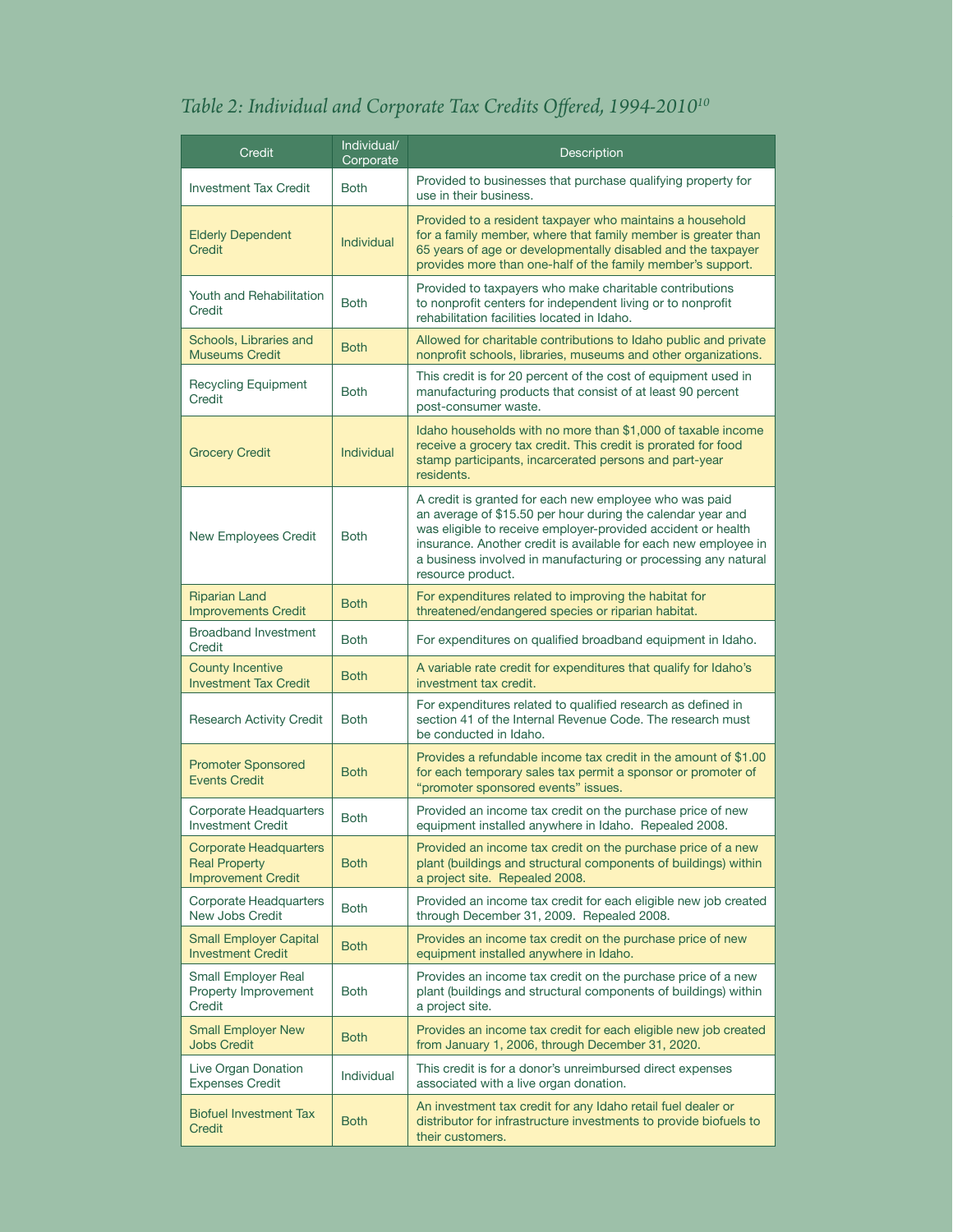### *Table 2: Individual and Corporate Tax Credits Offered, 1994-2010*[10]

| Credit | Individual/ Corporate | Description |
|---|---|---|
| Investment Tax Credit | Both | Provided to businesses that purchase qualifying property for use in their business. |
| Elderly Dependent Credit | Individual | Provided to a resident taxpayer who maintains a household for a family member, where that family member is greater than 65 years of age or developmentally disabled and the taxpayer provides more than one-half of the family member's support. |
| Youth and Rehabilitation Credit | Both | Provided to taxpayers who make charitable contributions to nonprofit centers for independent living or to nonprofit rehabilitation facilities located in Idaho. |
| Schools, Libraries and Museums Credit | Both | Allowed for charitable contributions to Idaho public and private nonprofit schools, libraries, museums and other organizations. |
| Recycling Equipment Credit | Both | This credit is for 20 percent of the cost of equipment used in manufacturing products that consist of at least 90 percent post-consumer waste. |
| Grocery Credit | Individual | Idaho households with no more than $1,000 of taxable income receive a grocery tax credit. This credit is prorated for food stamp participants, incarcerated persons and part-year residents. |
| New Employees Credit | Both | A credit is granted for each new employee who was paid an average of $15.50 per hour during the calendar year and was eligible to receive employer-provided accident or health insurance. Another credit is available for each new employee in a business involved in manufacturing or processing any natural resource product. |
| Riparian Land Improvements Credit | Both | For expenditures related to improving the habitat for threatened/endangered species or riparian habitat. |
| Broadband Investment Credit | Both | For expenditures on qualified broadband equipment in Idaho. |
| County Incentive Investment Tax Credit | Both | A variable rate credit for expenditures that qualify for Idaho's investment tax credit. |
| Research Activity Credit | Both | For expenditures related to qualified research as defined in section 41 of the Internal Revenue Code. The research must be conducted in Idaho. |
| Promoter Sponsored Events Credit | Both | Provides a refundable income tax credit in the amount of $1.00 for each temporary sales tax permit a sponsor or promoter of "promoter sponsored events" issues. |
| Corporate Headquarters Investment Credit | Both | Provided an income tax credit on the purchase price of new equipment installed anywhere in Idaho. Repealed 2008. |
| Corporate Headquarters Real Property Improvement Credit | Both | Provided an income tax credit on the purchase price of a new plant (buildings and structural components of buildings) within a project site. Repealed 2008. |
| Corporate Headquarters New Jobs Credit | Both | Provided an income tax credit for each eligible new job created through December 31, 2009. Repealed 2008. |
| Small Employer Capital Investment Credit | Both | Provides an income tax credit on the purchase price of new equipment installed anywhere in Idaho. |
| Small Employer Real Property Improvement Credit | Both | Provides an income tax credit on the purchase price of a new plant (buildings and structural components of buildings) within a project site. |
| Small Employer New Jobs Credit | Both | Provides an income tax credit for each eligible new job created from January 1, 2006, through December 31, 2020. |
| Live Organ Donation Expenses Credit | Individual | This credit is for a donor's unreimbursed direct expenses associated with a live organ donation. |
| Biofuel Investment Tax Credit | Both | An investment tax credit for any Idaho retail fuel dealer or distributor for infrastructure investments to provide biofuels to their customers. |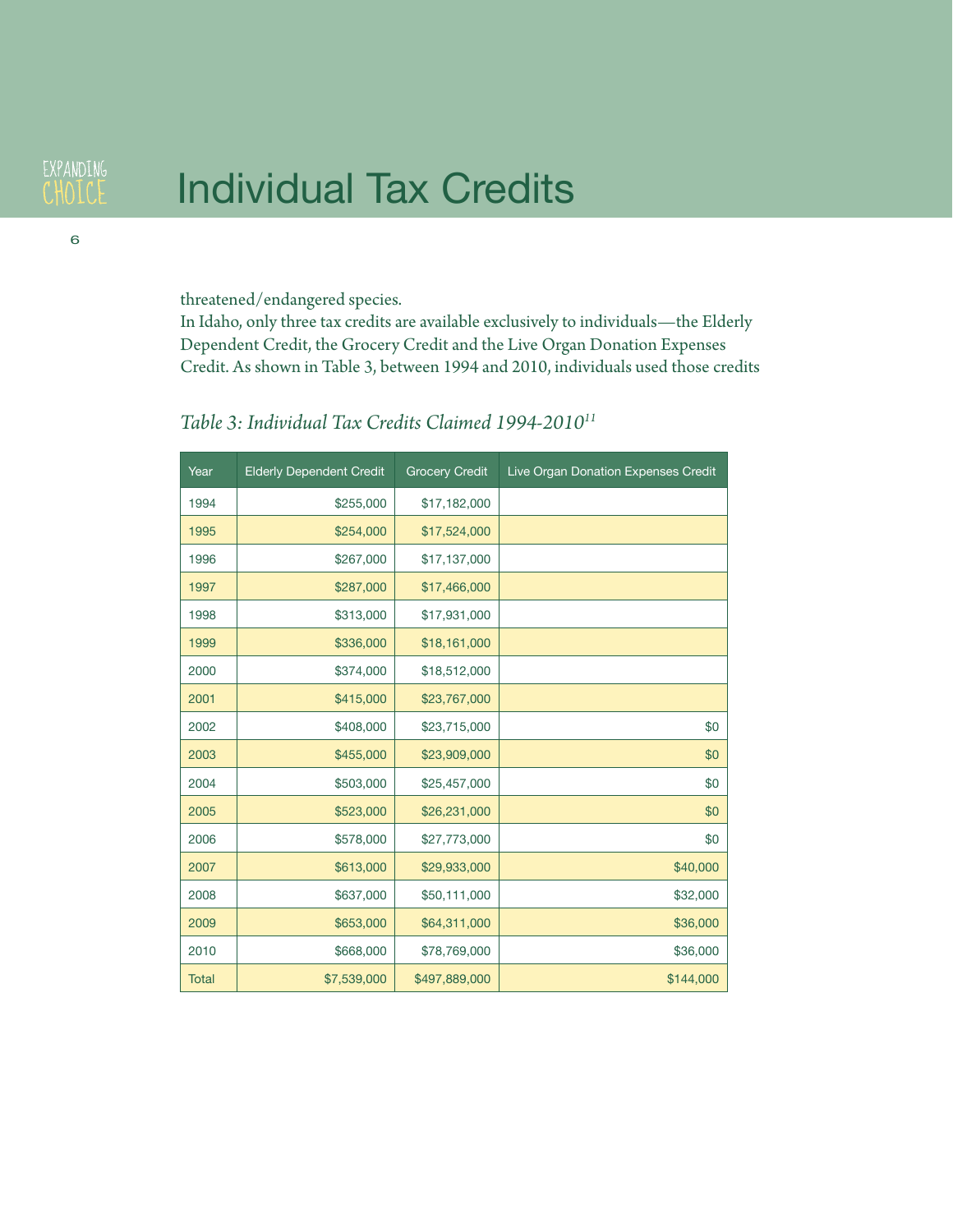# Individual Tax Credits

threatened/endangered species.

In Idaho, only three tax credits are available exclusively to individuals—the Elderly Dependent Credit, the Grocery Credit and the Live Organ Donation Expenses Credit. As shown in Table 3, between 1994 and 2010, individuals used those credits

*Table 3: Individual Tax Credits Claimed 1994-2010*[11]

| Year | Elderly Dependent Credit | Grocery Credit | Live Organ Donation Expenses Credit |
|---|---|---|---|
| 1994 | $255,000 | $17,182,000 | |
| 1995 | $254,000 | $17,524,000 | |
| 1996 | $267,000 | $17,137,000 | |
| 1997 | $287,000 | $17,466,000 | |
| 1998 | $313,000 | $17,931,000 | |
| 1999 | $336,000 | $18,161,000 | |
| 2000 | $374,000 | $18,512,000 | |
| 2001 | $415,000 | $23,767,000 | |
| 2002 | $408,000 | $23,715,000 | $0 |
| 2003 | $455,000 | $23,909,000 | $0 |
| 2004 | $503,000 | $25,457,000 | $0 |
| 2005 | $523,000 | $26,231,000 | $0 |
| 2006 | $578,000 | $27,773,000 | $0 |
| 2007 | $613,000 | $29,933,000 | $40,000 |
| 2008 | $637,000 | $50,111,000 | $32,000 |
| 2009 | $653,000 | $64,311,000 | $36,000 |
| 2010 | $668,000 | $78,769,000 | $36,000 |
| Total | $7,539,000 | $497,889,000 | $144,000 |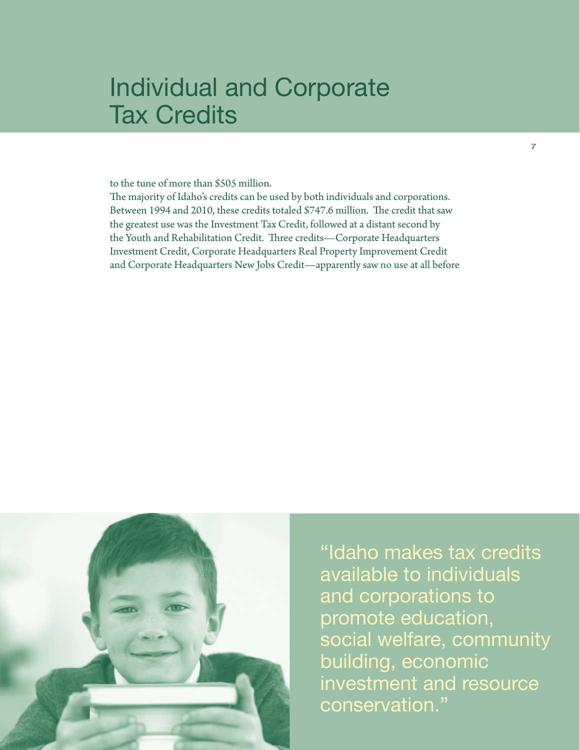# Individual and Corporate Tax Credits

to the tune of more than $505 million.

The majority of Idaho's credits can be used by both individuals and corporations. Between 1994 and 2010, these credits totaled $747.6 million. The credit that saw the greatest use was the Investment Tax Credit, followed at a distant second by the Youth and Rehabilitation Credit. Three credits—Corporate Headquarters Investment Credit, Corporate Headquarters Real Property Improvement Credit and Corporate Headquarters New Jobs Credit—apparently saw no use at all before

"Idaho makes tax credits available to individuals and corporations to promote education, social welfare, community building, economic investment and resource conservation."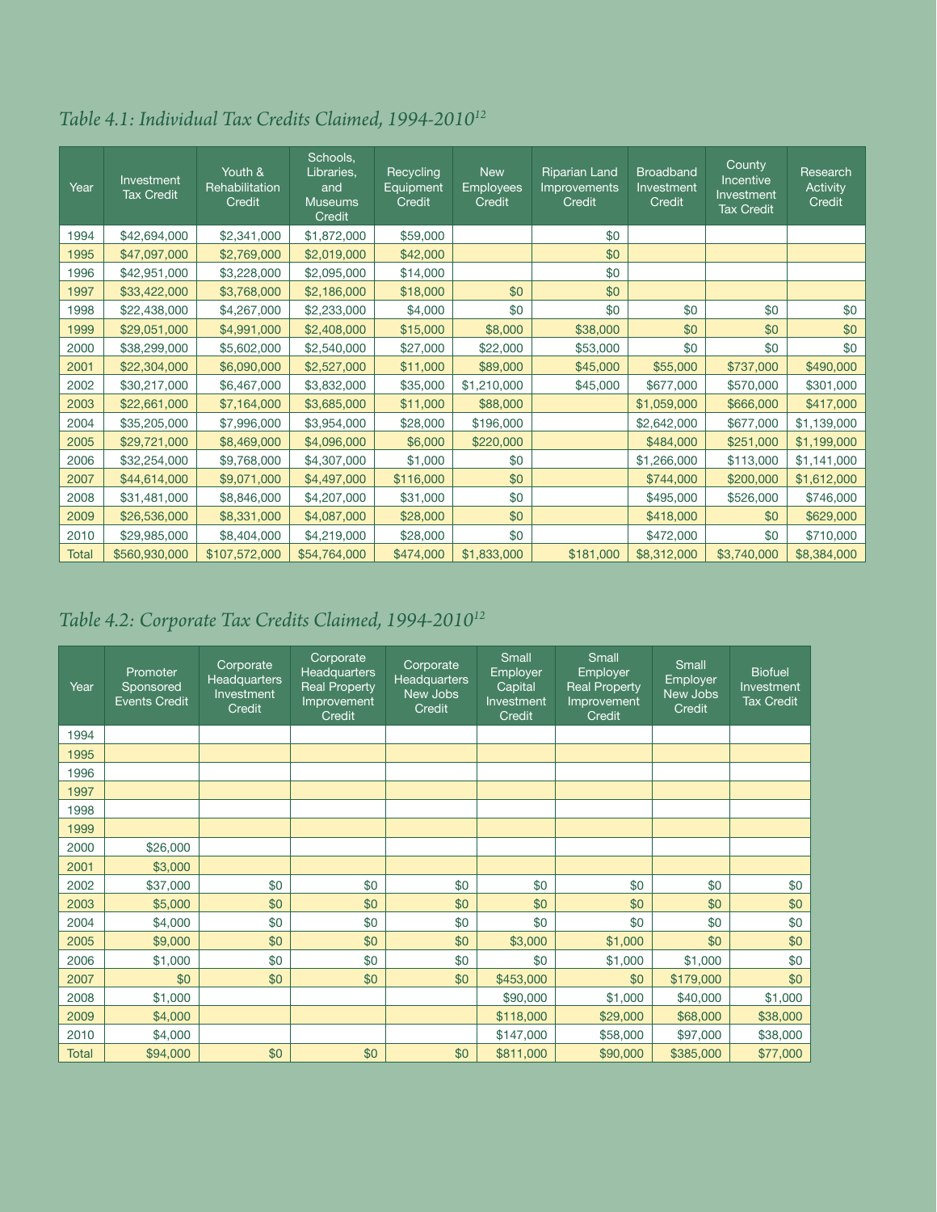## *Table 4.1: Individual Tax Credits Claimed, 1994-2010*[12]

| Year | Investment Tax Credit | Youth & Rehabilitation Credit | Schools, Libraries, and Museums Credit | Recycling Equipment Credit | New Employees Credit | Riparian Land Improvements Credit | Broadband Investment Credit | County Incentive Investment Tax Credit | Research Activity Credit |
|---|---|---|---|---|---|---|---|---|---|
| 1994 | $42,694,000 | $2,341,000 | $1,872,000 | $59,000 | | $0 | | | |
| 1995 | $47,097,000 | $2,769,000 | $2,019,000 | $42,000 | | $0 | | | |
| 1996 | $42,951,000 | $3,228,000 | $2,095,000 | $14,000 | | $0 | | | |
| 1997 | $33,422,000 | $3,768,000 | $2,186,000 | $18,000 | $0 | $0 | | | |
| 1998 | $22,438,000 | $4,267,000 | $2,233,000 | $4,000 | $0 | $0 | $0 | $0 | $0 |
| 1999 | $29,051,000 | $4,991,000 | $2,408,000 | $15,000 | $8,000 | $38,000 | $0 | $0 | $0 |
| 2000 | $38,299,000 | $5,602,000 | $2,540,000 | $27,000 | $22,000 | $53,000 | $0 | $0 | $0 |
| 2001 | $22,304,000 | $6,090,000 | $2,527,000 | $11,000 | $89,000 | $45,000 | $55,000 | $737,000 | $490,000 |
| 2002 | $30,217,000 | $6,467,000 | $3,832,000 | $35,000 | $1,210,000 | $45,000 | $677,000 | $570,000 | $301,000 |
| 2003 | $22,661,000 | $7,164,000 | $3,685,000 | $11,000 | $88,000 | | $1,059,000 | $666,000 | $417,000 |
| 2004 | $35,205,000 | $7,996,000 | $3,954,000 | $28,000 | $196,000 | | $2,642,000 | $677,000 | $1,139,000 |
| 2005 | $29,721,000 | $8,469,000 | $4,096,000 | $6,000 | $220,000 | | $484,000 | $251,000 | $1,199,000 |
| 2006 | $32,254,000 | $9,768,000 | $4,307,000 | $1,000 | $0 | | $1,266,000 | $113,000 | $1,141,000 |
| 2007 | $44,614,000 | $9,071,000 | $4,497,000 | $116,000 | $0 | | $744,000 | $200,000 | $1,612,000 |
| 2008 | $31,481,000 | $8,846,000 | $4,207,000 | $31,000 | $0 | | $495,000 | $526,000 | $746,000 |
| 2009 | $26,536,000 | $8,331,000 | $4,087,000 | $28,000 | $0 | | $418,000 | $0 | $629,000 |
| 2010 | $29,985,000 | $8,404,000 | $4,219,000 | $28,000 | $0 | | $472,000 | $0 | $710,000 |
| Total | $560,930,000 | $107,572,000 | $54,764,000 | $474,000 | $1,833,000 | $181,000 | $8,312,000 | $3,740,000 | $8,384,000 |

## *Table 4.2: Corporate Tax Credits Claimed, 1994-2010*[12]

| Year | Promoter Sponsored Events Credit | Corporate Headquarters Investment Credit | Corporate Headquarters Real Property Improvement Credit | Corporate Headquarters New Jobs Credit | Small Employer Capital Investment Credit | Small Employer Real Property Improvement Credit | Small Employer New Jobs Credit | Biofuel Investment Tax Credit |
|---|---|---|---|---|---|---|---|---|
| 1994 | | | | | | | | |
| 1995 | | | | | | | | |
| 1996 | | | | | | | | |
| 1997 | | | | | | | | |
| 1998 | | | | | | | | |
| 1999 | | | | | | | | |
| 2000 | $26,000 | | | | | | | |
| 2001 | $3,000 | | | | | | | |
| 2002 | $37,000 | $0 | $0 | $0 | $0 | $0 | $0 | $0 |
| 2003 | $5,000 | $0 | $0 | $0 | $0 | $0 | $0 | $0 |
| 2004 | $4,000 | $0 | $0 | $0 | $0 | $0 | $0 | $0 |
| 2005 | $9,000 | $0 | $0 | $0 | $3,000 | $1,000 | $0 | $0 |
| 2006 | $1,000 | $0 | $0 | $0 | $0 | $1,000 | $1,000 | $0 |
| 2007 | $0 | $0 | $0 | $0 | $453,000 | $0 | $179,000 | $0 |
| 2008 | $1,000 | | | | $90,000 | $1,000 | $40,000 | $1,000 |
| 2009 | $4,000 | | | | $118,000 | $29,000 | $68,000 | $38,000 |
| 2010 | $4,000 | | | | $147,000 | $58,000 | $97,000 | $38,000 |
| Total | $94,000 | $0 | $0 | $0 | $811,000 | $90,000 | $385,000 | $77,000 |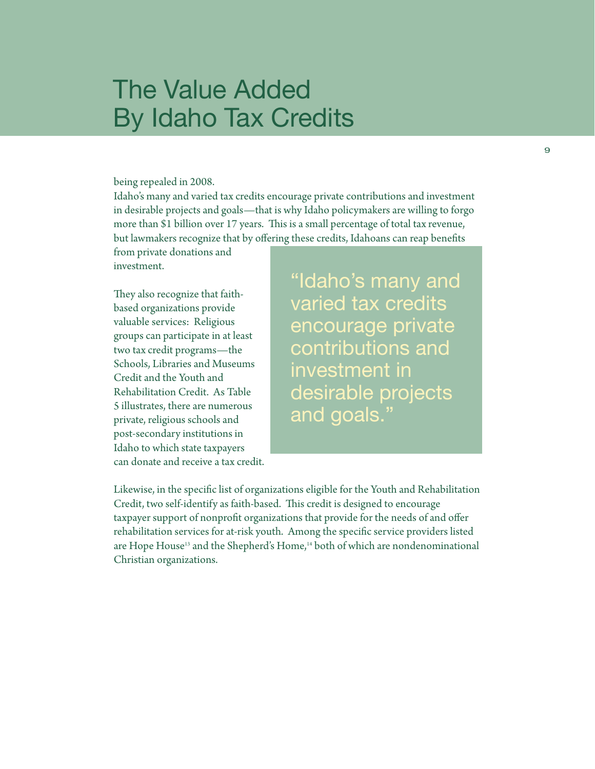# The Value Added By Idaho Tax Credits

being repealed in 2008.

Idaho's many and varied tax credits encourage private contributions and investment in desirable projects and goals—that is why Idaho policymakers are willing to forgo more than $1 billion over 17 years. This is a small percentage of total tax revenue, but lawmakers recognize that by offering these credits, Idahoans can reap benefits from private donations and investment.

> "Idaho's many and varied tax credits encourage private contributions and investment in desirable projects and goals."

They also recognize that faith-based organizations provide valuable services: Religious groups can participate in at least two tax credit programs—the Schools, Libraries and Museums Credit and the Youth and Rehabilitation Credit. As Table 5 illustrates, there are numerous private, religious schools and post-secondary institutions in Idaho to which state taxpayers can donate and receive a tax credit.

Likewise, in the specific list of organizations eligible for the Youth and Rehabilitation Credit, two self-identify as faith-based. This credit is designed to encourage taxpayer support of nonprofit organizations that provide for the needs of and offer rehabilitation services for at-risk youth. Among the specific service providers listed are Hope House[13] and the Shepherd's Home,[14] both of which are nondenominational Christian organizations.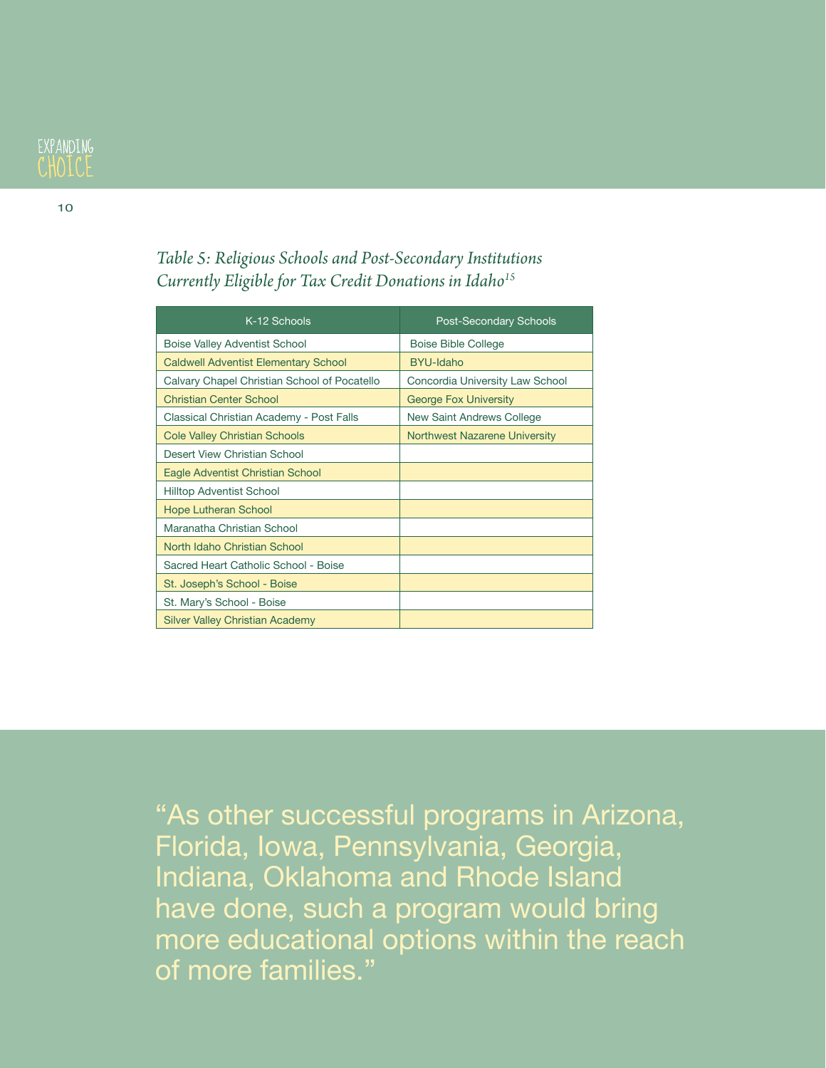*Table 5: Religious Schools and Post-Secondary Institutions Currently Eligible for Tax Credit Donations in Idaho[15]*

| K-12 Schools | Post-Secondary Schools |
| --- | --- |
| Boise Valley Adventist School | Boise Bible College |
| Caldwell Adventist Elementary School | BYU-Idaho |
| Calvary Chapel Christian School of Pocatello | Concordia University Law School |
| Christian Center School | George Fox University |
| Classical Christian Academy - Post Falls | New Saint Andrews College |
| Cole Valley Christian Schools | Northwest Nazarene University |
| Desert View Christian School | |
| Eagle Adventist Christian School | |
| Hilltop Adventist School | |
| Hope Lutheran School | |
| Maranatha Christian School | |
| North Idaho Christian School | |
| Sacred Heart Catholic School - Boise | |
| St. Joseph's School - Boise | |
| St. Mary's School - Boise | |
| Silver Valley Christian Academy | |

"As other successful programs in Arizona, Florida, Iowa, Pennsylvania, Georgia, Indiana, Oklahoma and Rhode Island have done, such a program would bring more educational options within the reach of more families."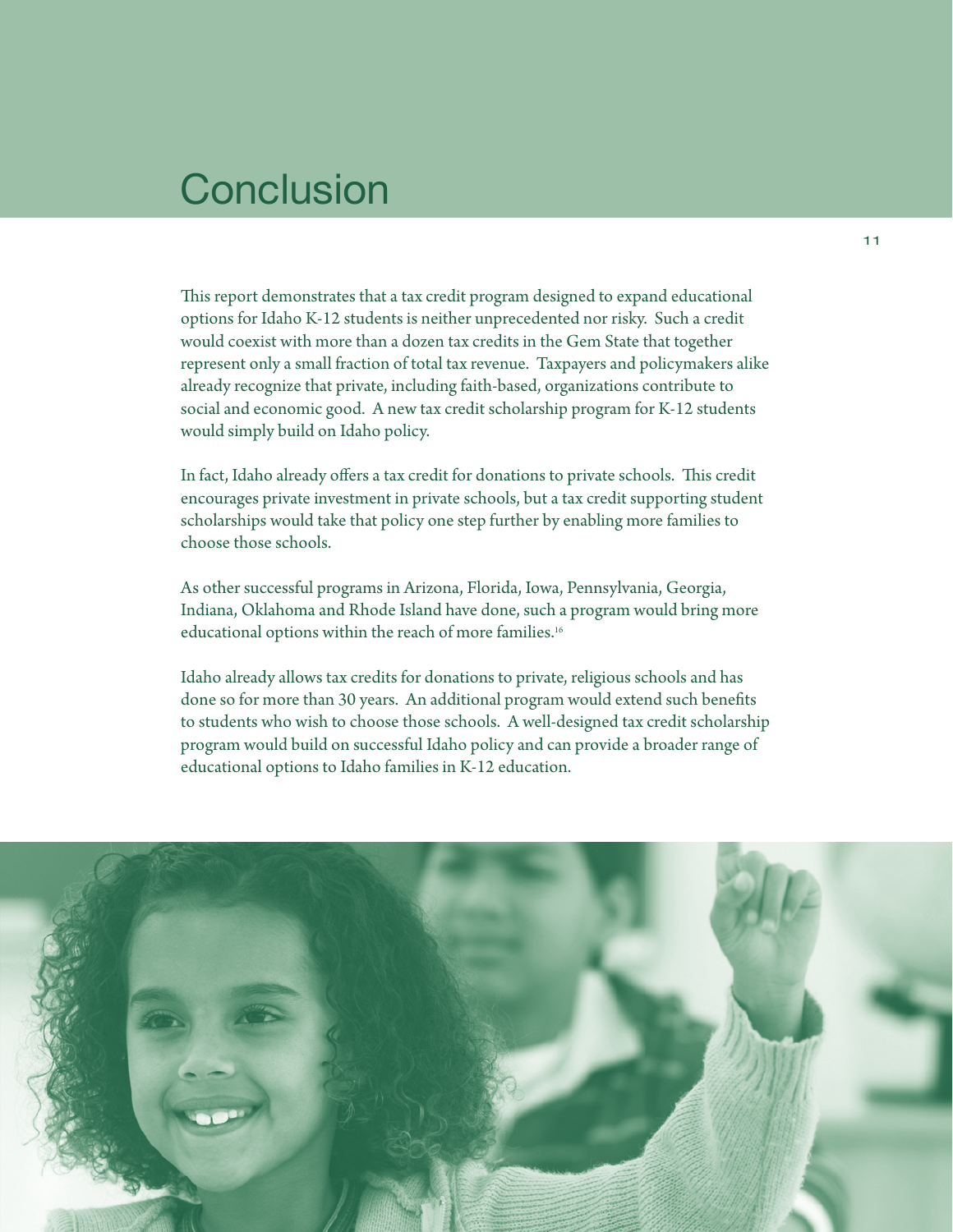# Conclusion

This report demonstrates that a tax credit program designed to expand educational options for Idaho K-12 students is neither unprecedented nor risky. Such a credit would coexist with more than a dozen tax credits in the Gem State that together represent only a small fraction of total tax revenue. Taxpayers and policymakers alike already recognize that private, including faith-based, organizations contribute to social and economic good. A new tax credit scholarship program for K-12 students would simply build on Idaho policy.

In fact, Idaho already offers a tax credit for donations to private schools. This credit encourages private investment in private schools, but a tax credit supporting student scholarships would take that policy one step further by enabling more families to choose those schools.

As other successful programs in Arizona, Florida, Iowa, Pennsylvania, Georgia, Indiana, Oklahoma and Rhode Island have done, such a program would bring more educational options within the reach of more families.[16]

Idaho already allows tax credits for donations to private, religious schools and has done so for more than 30 years. An additional program would extend such benefits to students who wish to choose those schools. A well-designed tax credit scholarship program would build on successful Idaho policy and can provide a broader range of educational options to Idaho families in K-12 education.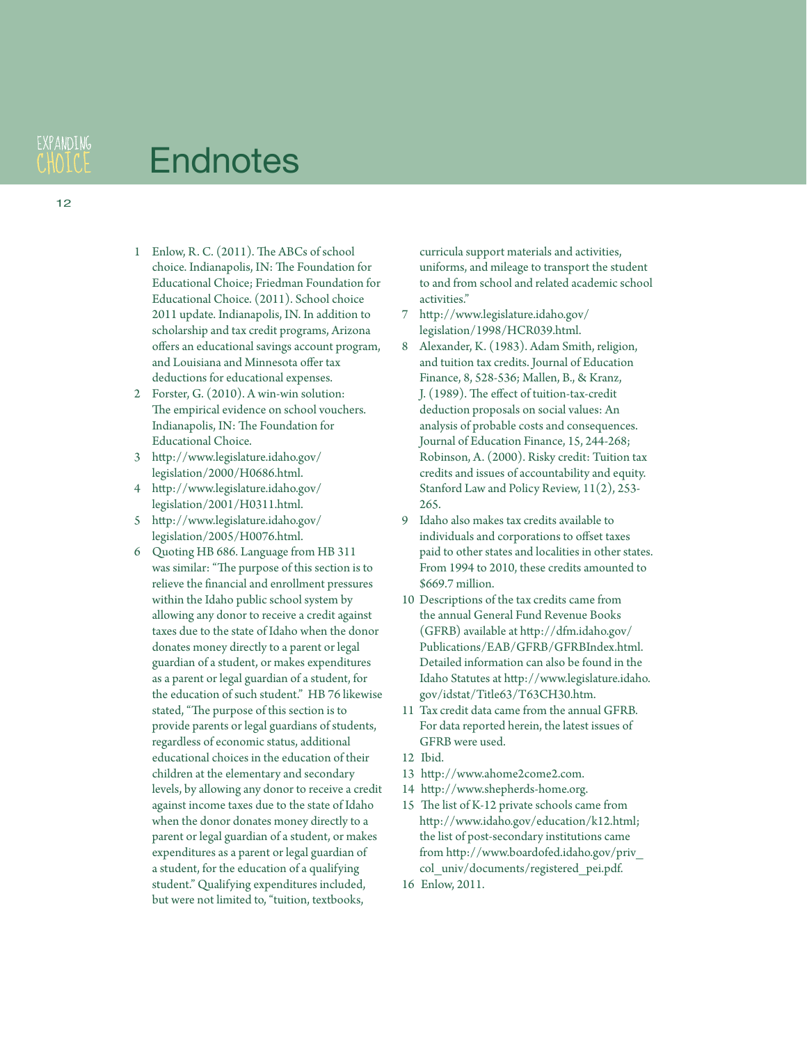# Endnotes

1. Enlow, R. C. (2011). The ABCs of school choice. Indianapolis, IN: The Foundation for Educational Choice; Friedman Foundation for Educational Choice. (2011). School choice 2011 update. Indianapolis, IN. In addition to scholarship and tax credit programs, Arizona offers an educational savings account program, and Louisiana and Minnesota offer tax deductions for educational expenses.
2. Forster, G. (2010). A win-win solution: The empirical evidence on school vouchers. Indianapolis, IN: The Foundation for Educational Choice.
3. http://www.legislature.idaho.gov/legislation/2000/H0686.html.
4. http://www.legislature.idaho.gov/legislation/2001/H0311.html.
5. http://www.legislature.idaho.gov/legislation/2005/H0076.html.
6. Quoting HB 686. Language from HB 311 was similar: "The purpose of this section is to relieve the financial and enrollment pressures within the Idaho public school system by allowing any donor to receive a credit against taxes due to the state of Idaho when the donor donates money directly to a parent or legal guardian of a student, or makes expenditures as a parent or legal guardian of a student, for the education of such student." HB 76 likewise stated, "The purpose of this section is to provide parents or legal guardians of students, regardless of economic status, additional educational choices in the education of their children at the elementary and secondary levels, by allowing any donor to receive a credit against income taxes due to the state of Idaho when the donor donates money directly to a parent or legal guardian of a student, or makes expenditures as a parent or legal guardian of a student, for the education of a qualifying student." Qualifying expenditures included, but were not limited to, "tuition, textbooks, curricula support materials and activities, uniforms, and mileage to transport the student to and from school and related academic school activities."
7. http://www.legislature.idaho.gov/legislation/1998/HCR039.html.
8. Alexander, K. (1983). Adam Smith, religion, and tuition tax credits. Journal of Education Finance, 8, 528-536; Mallen, B., & Kranz, J. (1989). The effect of tuition-tax-credit deduction proposals on social values: An analysis of probable costs and consequences. Journal of Education Finance, 15, 244-268; Robinson, A. (2000). Risky credit: Tuition tax credits and issues of accountability and equity. Stanford Law and Policy Review, 11(2), 253-265.
9. Idaho also makes tax credits available to individuals and corporations to offset taxes paid to other states and localities in other states. From 1994 to 2010, these credits amounted to $669.7 million.
10. Descriptions of the tax credits came from the annual General Fund Revenue Books (GFRB) available at http://dfm.idaho.gov/Publications/EAB/GFRB/GFRBIndex.html. Detailed information can also be found in the Idaho Statutes at http://www.legislature.idaho.gov/idstat/Title63/T63CH30.htm.
11. Tax credit data came from the annual GFRB. For data reported herein, the latest issues of GFRB were used.
12. Ibid.
13. http://www.ahome2come2.com.
14. http://www.shepherds-home.org.
15. The list of K-12 private schools came from http://www.idaho.gov/education/k12.html; the list of post-secondary institutions came from http://www.boardofed.idaho.gov/priv_col_univ/documents/registered_pei.pdf.
16. Enlow, 2011.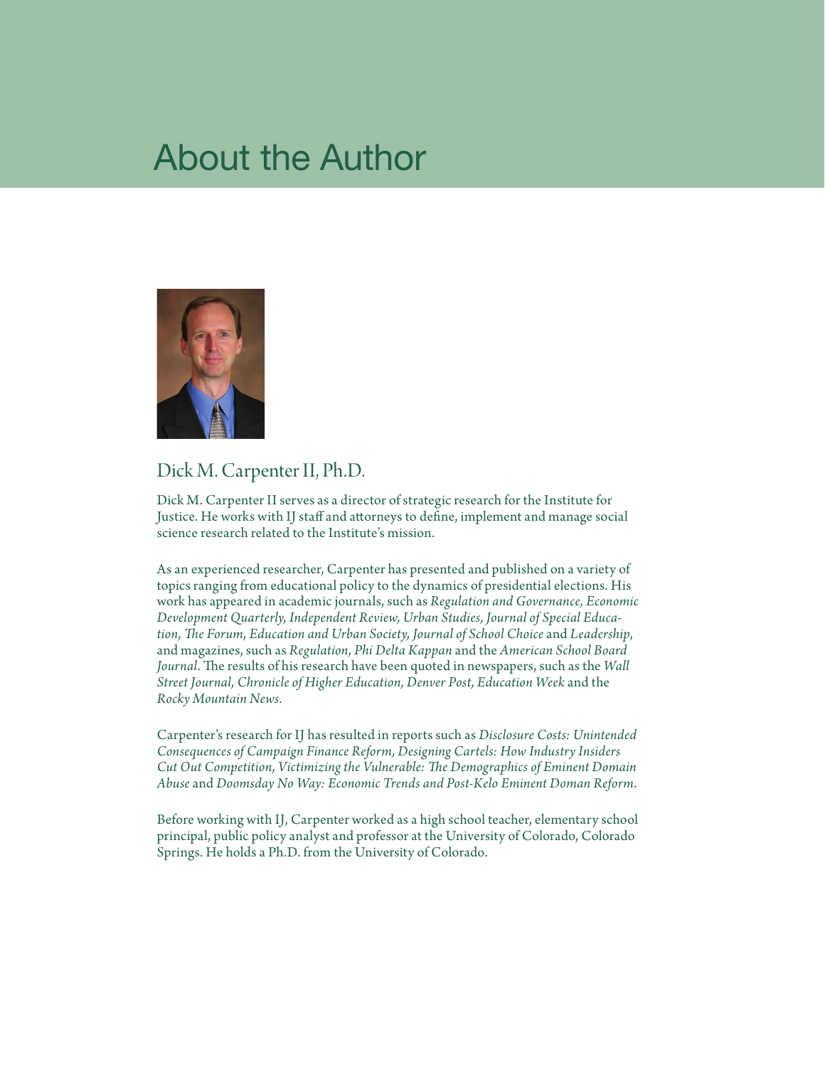# About the Author

## Dick M. Carpenter II, Ph.D.

Dick M. Carpenter II serves as a director of strategic research for the Institute for Justice. He works with IJ staff and attorneys to define, implement and manage social science research related to the Institute's mission.

As an experienced researcher, Carpenter has presented and published on a variety of topics ranging from educational policy to the dynamics of presidential elections. His work has appeared in academic journals, such as *Regulation and Governance, Economic Development Quarterly, Independent Review, Urban Studies, Journal of Special Education, The Forum, Education and Urban Society, Journal of School Choice* and *Leadership*, and magazines, such as *Regulation, Phi Delta Kappan* and the *American School Board Journal*. The results of his research have been quoted in newspapers, such as the *Wall Street Journal, Chronicle of Higher Education, Denver Post, Education Week* and the *Rocky Mountain News*.

Carpenter's research for IJ has resulted in reports such as *Disclosure Costs: Unintended Consequences of Campaign Finance Reform, Designing Cartels: How Industry Insiders Cut Out Competition, Victimizing the Vulnerable: The Demographics of Eminent Domain Abuse* and *Doomsday No Way: Economic Trends and Post-Kelo Eminent Doman Reform*.

Before working with IJ, Carpenter worked as a high school teacher, elementary school principal, public policy analyst and professor at the University of Colorado, Colorado Springs. He holds a Ph.D. from the University of Colorado.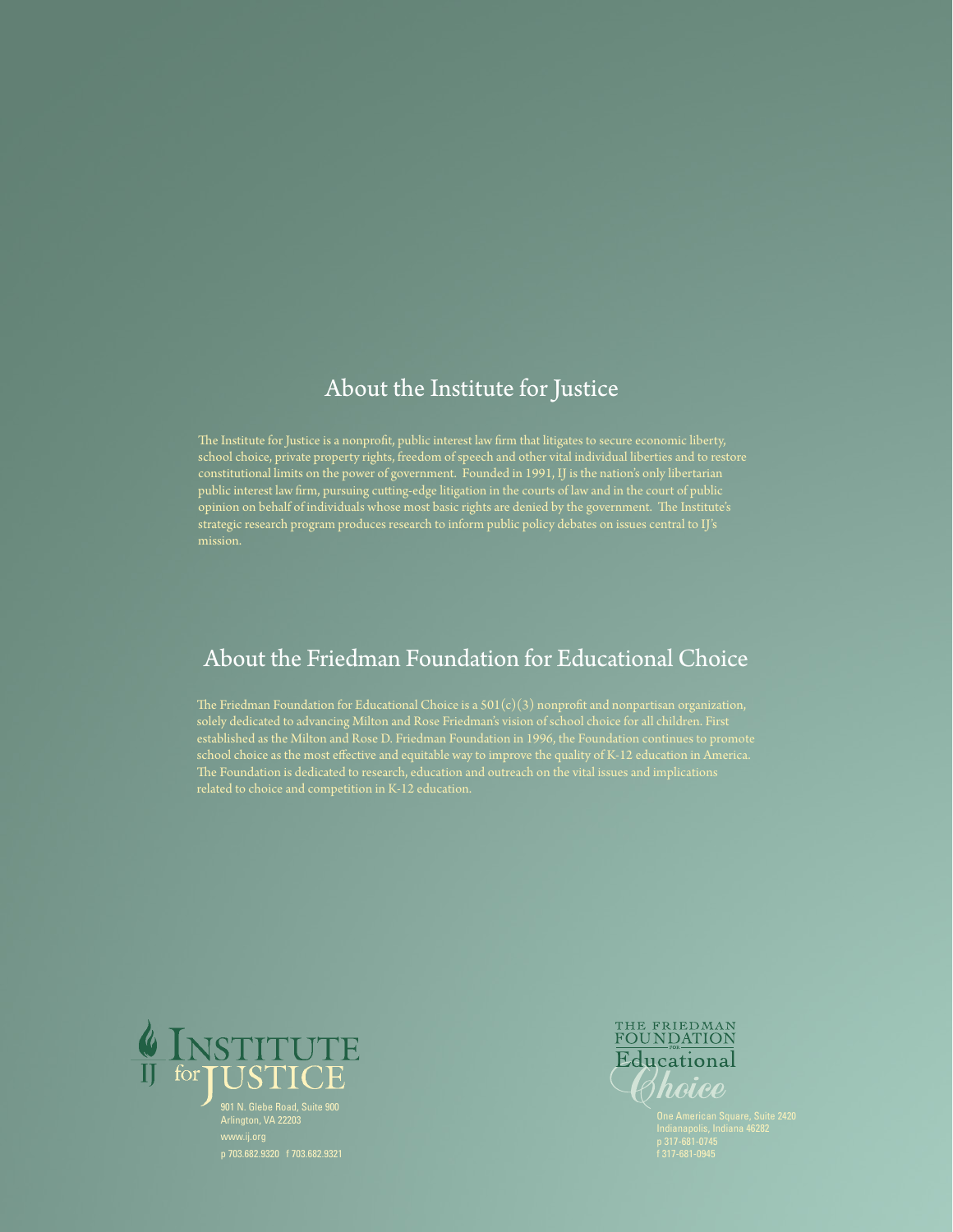## About the Institute for Justice

The Institute for Justice is a nonprofit, public interest law firm that litigates to secure economic liberty, school choice, private property rights, freedom of speech and other vital individual liberties and to restore constitutional limits on the power of government. Founded in 1991, IJ is the nation's only libertarian public interest law firm, pursuing cutting-edge litigation in the courts of law and in the court of public opinion on behalf of individuals whose most basic rights are denied by the government. The Institute's strategic research program produces research to inform public policy debates on issues central to IJ's mission.

## About the Friedman Foundation for Educational Choice

The Friedman Foundation for Educational Choice is a 501(c)(3) nonprofit and nonpartisan organization, solely dedicated to advancing Milton and Rose Friedman's vision of school choice for all children. First established as the Milton and Rose D. Friedman Foundation in 1996, the Foundation continues to promote school choice as the most effective and equitable way to improve the quality of K-12 education in America. The Foundation is dedicated to research, education and outreach on the vital issues and implications related to choice and competition in K-12 education.

Institute for Justice
901 N. Glebe Road, Suite 900
Arlington, VA 22203
www.ij.org
p 703.682.9320 f 703.682.9321

The Friedman Foundation for Educational Choice
One American Square, Suite 2420
Indianapolis, Indiana 46282
p 317-681-0745
f 317-681-0945